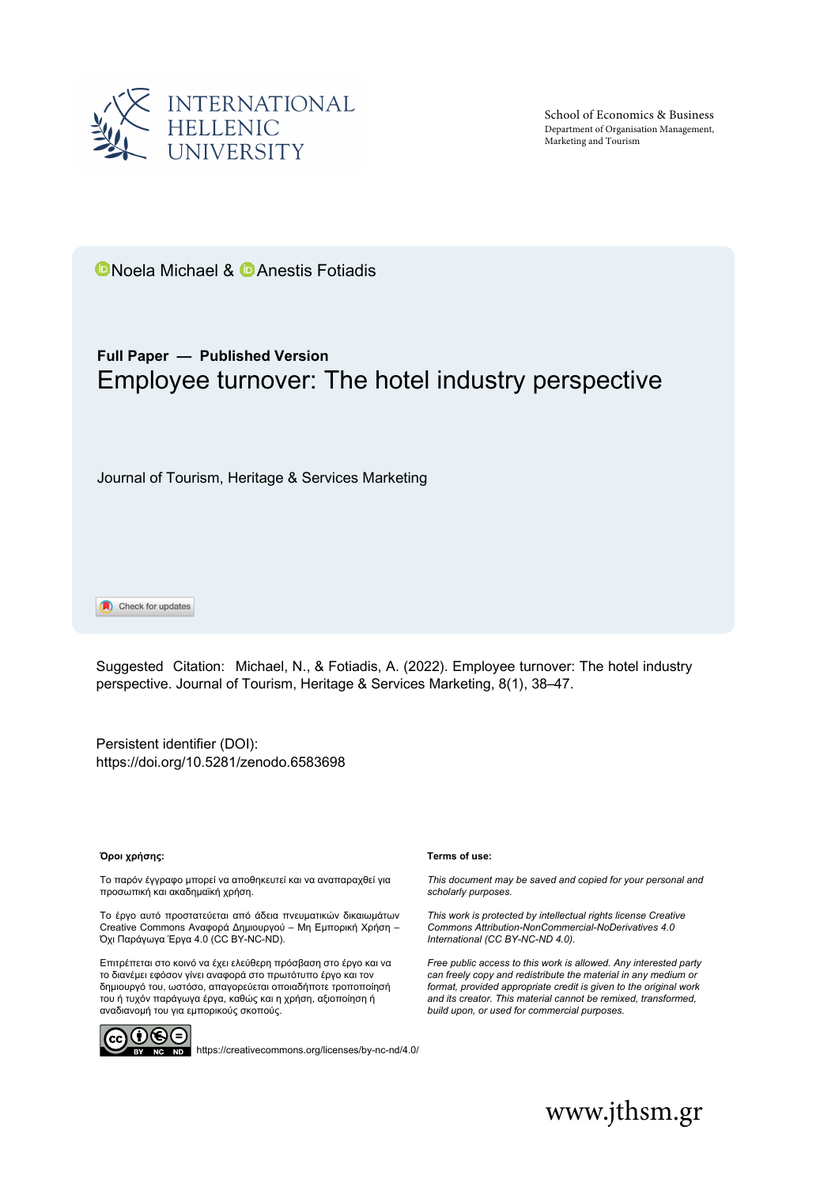INTERNATIONAL HELLENIC UNIVERSITY

School of Economics & Business
Department of Organisation Management, Marketing and Tourism

Noela Michael & Anestis Fotiadis

**Full Paper — Published Version**

# Employee turnover: The hotel industry perspective

Journal of Tourism, Heritage & Services Marketing

Check for updates

Suggested Citation: Michael, N., & Fotiadis, A. (2022). Employee turnover: The hotel industry perspective. Journal of Tourism, Heritage & Services Marketing, 8(1), 38–47.

Persistent identifier (DOI):
https://doi.org/10.5281/zenodo.6583698

**Όροι χρήσης:**

Το παρόν έγγραφο μπορεί να αποθηκευτεί και να αναπαραχθεί για προσωπική και ακαδημαϊκή χρήση.

Το έργο αυτό προστατεύεται από άδεια πνευματικών δικαιωμάτων Creative Commons Αναφορά Δημιουργού – Μη Εμπορική Χρήση – Όχι Παράγωγα Έργα 4.0 (CC BY-NC-ND).

Επιτρέπεται στο κοινό να έχει ελεύθερη πρόσβαση στο έργο και να το διανέμει εφόσον γίνει αναφορά στο πρωτότυπο έργο και τον δημιουργό του, ωστόσο, απαγορεύεται οποιαδήποτε τροποποίησή του ή τυχόν παράγωγα έργα, καθώς και η χρήση, αξιοποίηση ή αναδιανομή του για εμπορικούς σκοπούς.

**Terms of use:**

*This document may be saved and copied for your personal and scholarly purposes.*

*This work is protected by intellectual rights license Creative Commons Attribution-NonCommercial-NoDerivatives 4.0 International (CC BY-NC-ND 4.0).*

*Free public access to this work is allowed. Any interested party can freely copy and redistribute the material in any medium or format, provided appropriate credit is given to the original work and its creator. This material cannot be remixed, transformed, build upon, or used for commercial purposes.*

https://creativecommons.org/licenses/by-nc-nd/4.0/

www.jthsm.gr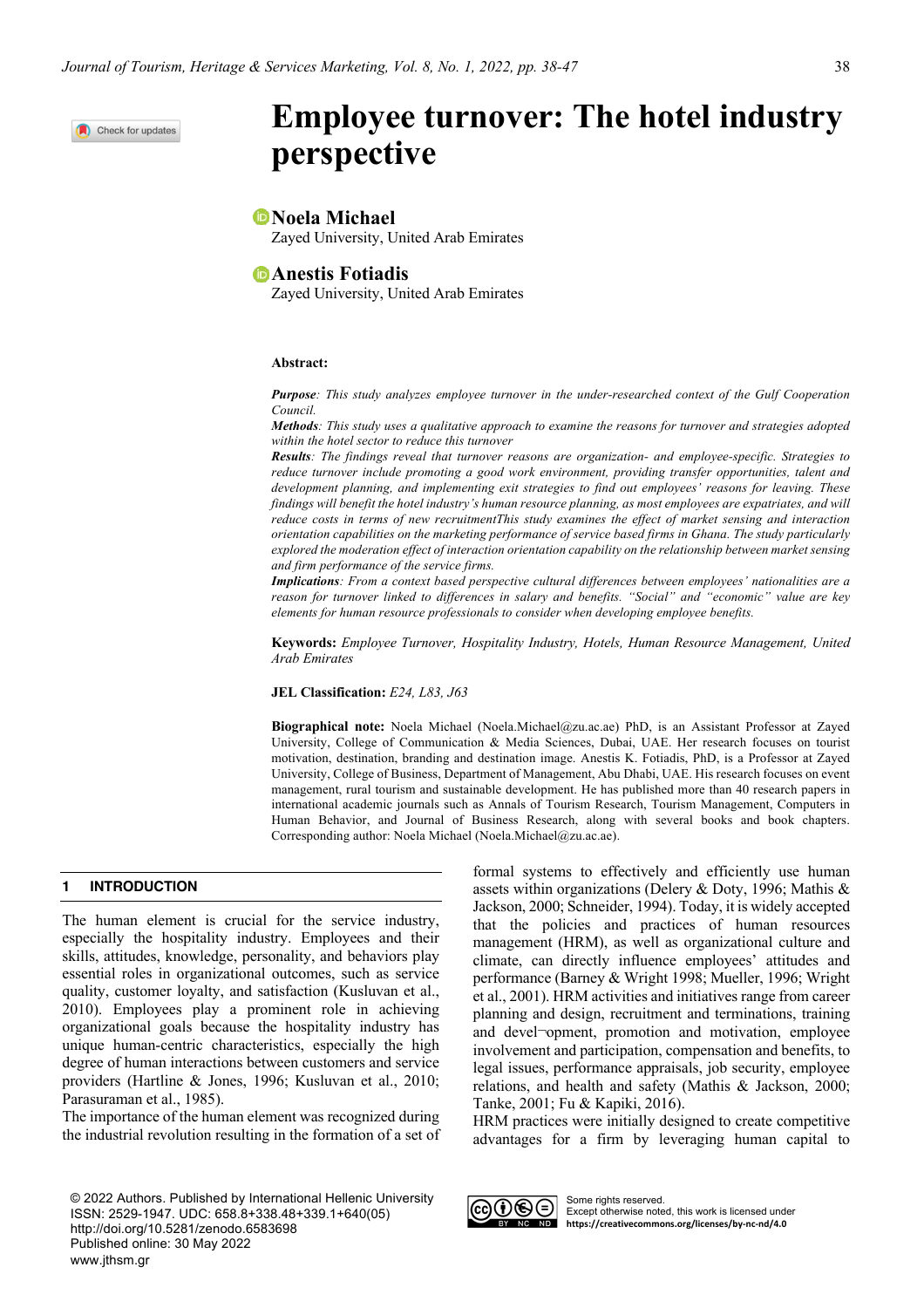# Employee turnover: The hotel industry perspective

**Noela Michael**
Zayed University, United Arab Emirates

**Anestis Fotiadis**
Zayed University, United Arab Emirates

**Abstract:**

***Purpose***: *This study analyzes employee turnover in the under-researched context of the Gulf Cooperation Council.*
***Methods***: *This study uses a qualitative approach to examine the reasons for turnover and strategies adopted within the hotel sector to reduce this turnover*
***Results***: *The findings reveal that turnover reasons are organization- and employee-specific. Strategies to reduce turnover include promoting a good work environment, providing transfer opportunities, talent and development planning, and implementing exit strategies to find out employees' reasons for leaving. These findings will benefit the hotel industry's human resource planning, as most employees are expatriates, and will reduce costs in terms of new recruitmentThis study examines the effect of market sensing and interaction orientation capabilities on the marketing performance of service based firms in Ghana. The study particularly explored the moderation effect of interaction orientation capability on the relationship between market sensing and firm performance of the service firms.*
***Implications***: *From a context based perspective cultural differences between employees' nationalities are a reason for turnover linked to differences in salary and benefits. "Social" and "economic" value are key elements for human resource professionals to consider when developing employee benefits.*

**Keywords:** *Employee Turnover, Hospitality Industry, Hotels, Human Resource Management, United Arab Emirates*

**JEL Classification:** *E24, L83, J63*

**Biographical note:** Noela Michael (Noela.Michael@zu.ac.ae) PhD, is an Assistant Professor at Zayed University, College of Communication & Media Sciences, Dubai, UAE. Her research focuses on tourist motivation, destination, branding and destination image. Anestis K. Fotiadis, PhD, is a Professor at Zayed University, College of Business, Department of Management, Abu Dhabi, UAE. His research focuses on event management, rural tourism and sustainable development. He has published more than 40 research papers in international academic journals such as Annals of Tourism Research, Tourism Management, Computers in Human Behavior, and Journal of Business Research, along with several books and book chapters. Corresponding author: Noela Michael (Noela.Michael@zu.ac.ae).

## 1 INTRODUCTION

The human element is crucial for the service industry, especially the hospitality industry. Employees and their skills, attitudes, knowledge, personality, and behaviors play essential roles in organizational outcomes, such as service quality, customer loyalty, and satisfaction (Kusluvan et al., 2010). Employees play a prominent role in achieving organizational goals because the hospitality industry has unique human-centric characteristics, especially the high degree of human interactions between customers and service providers (Hartline & Jones, 1996; Kusluvan et al., 2010; Parasuraman et al., 1985).

The importance of the human element was recognized during the industrial revolution resulting in the formation of a set of formal systems to effectively and efficiently use human assets within organizations (Delery & Doty, 1996; Mathis & Jackson, 2000; Schneider, 1994). Today, it is widely accepted that the policies and practices of human resources management (HRM), as well as organizational culture and climate, can directly influence employees' attitudes and performance (Barney & Wright 1998; Mueller, 1996; Wright et al., 2001). HRM activities and initiatives range from career planning and design, recruitment and terminations, training and devel¬opment, promotion and motivation, employee involvement and participation, compensation and benefits, to legal issues, performance appraisals, job security, employee relations, and health and safety (Mathis & Jackson, 2000; Tanke, 2001; Fu & Kapiki, 2016).

HRM practices were initially designed to create competitive advantages for a firm by leveraging human capital to

© 2022 Authors. Published by International Hellenic University
ISSN: 2529-1947. UDC: 658.8+338.48+339.1+640(05)
http://doi.org/10.5281/zenodo.6583698
Published online: 30 May 2022
www.jthsm.gr

Some rights reserved.
Except otherwise noted, this work is licensed under https://creativecommons.org/licenses/by-nc-nd/4.0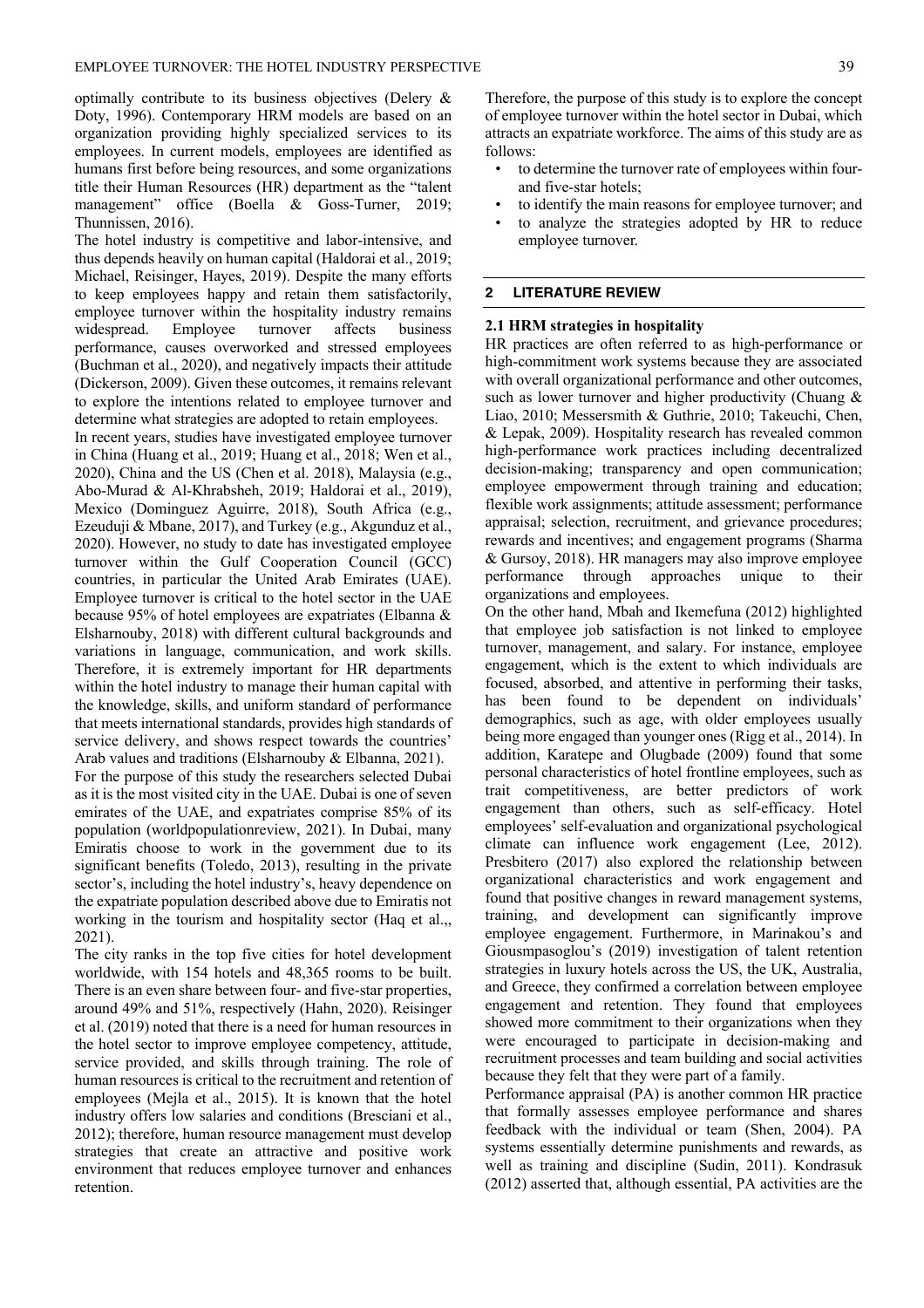optimally contribute to its business objectives (Delery & Doty, 1996). Contemporary HRM models are based on an organization providing highly specialized services to its employees. In current models, employees are identified as humans first before being resources, and some organizations title their Human Resources (HR) department as the "talent management" office (Boella & Goss-Turner, 2019; Thunnissen, 2016).

The hotel industry is competitive and labor-intensive, and thus depends heavily on human capital (Haldorai et al., 2019; Michael, Reisinger, Hayes, 2019). Despite the many efforts to keep employees happy and retain them satisfactorily, employee turnover within the hospitality industry remains widespread. Employee turnover affects business performance, causes overworked and stressed employees (Buchman et al., 2020), and negatively impacts their attitude (Dickerson, 2009). Given these outcomes, it remains relevant to explore the intentions related to employee turnover and determine what strategies are adopted to retain employees.

In recent years, studies have investigated employee turnover in China (Huang et al., 2019; Huang et al., 2018; Wen et al., 2020), China and the US (Chen et al. 2018), Malaysia (e.g., Abo-Murad & Al-Khrabsheh, 2019; Haldorai et al., 2019), Mexico (Dominguez Aguirre, 2018), South Africa (e.g., Ezeuduji & Mbane, 2017), and Turkey (e.g., Akgunduz et al., 2020). However, no study to date has investigated employee turnover within the Gulf Cooperation Council (GCC) countries, in particular the United Arab Emirates (UAE). Employee turnover is critical to the hotel sector in the UAE because 95% of hotel employees are expatriates (Elbanna & Elsharnouby, 2018) with different cultural backgrounds and variations in language, communication, and work skills. Therefore, it is extremely important for HR departments within the hotel industry to manage their human capital with the knowledge, skills, and uniform standard of performance that meets international standards, provides high standards of service delivery, and shows respect towards the countries' Arab values and traditions (Elsharnouby & Elbanna, 2021).

For the purpose of this study the researchers selected Dubai as it is the most visited city in the UAE. Dubai is one of seven emirates of the UAE, and expatriates comprise 85% of its population (worldpopulationreview, 2021). In Dubai, many Emiratis choose to work in the government due to its significant benefits (Toledo, 2013), resulting in the private sector's, including the hotel industry's, heavy dependence on the expatriate population described above due to Emiratis not working in the tourism and hospitality sector (Haq et al.,, 2021).

The city ranks in the top five cities for hotel development worldwide, with 154 hotels and 48,365 rooms to be built. There is an even share between four- and five-star properties, around 49% and 51%, respectively (Hahn, 2020). Reisinger et al. (2019) noted that there is a need for human resources in the hotel sector to improve employee competency, attitude, service provided, and skills through training. The role of human resources is critical to the recruitment and retention of employees (Mejla et al., 2015). It is known that the hotel industry offers low salaries and conditions (Bresciani et al., 2012); therefore, human resource management must develop strategies that create an attractive and positive work environment that reduces employee turnover and enhances retention.

Therefore, the purpose of this study is to explore the concept of employee turnover within the hotel sector in Dubai, which attracts an expatriate workforce. The aims of this study are as follows:

- to determine the turnover rate of employees within four- and five-star hotels;
- to identify the main reasons for employee turnover; and
- to analyze the strategies adopted by HR to reduce employee turnover.

## 2 LITERATURE REVIEW

### 2.1 HRM strategies in hospitality

HR practices are often referred to as high-performance or high-commitment work systems because they are associated with overall organizational performance and other outcomes, such as lower turnover and higher productivity (Chuang & Liao, 2010; Messersmith & Guthrie, 2010; Takeuchi, Chen, & Lepak, 2009). Hospitality research has revealed common high-performance work practices including decentralized decision-making; transparency and open communication; employee empowerment through training and education; flexible work assignments; attitude assessment; performance appraisal; selection, recruitment, and grievance procedures; rewards and incentives; and engagement programs (Sharma & Gursoy, 2018). HR managers may also improve employee performance through approaches unique to their organizations and employees.

On the other hand, Mbah and Ikemefuna (2012) highlighted that employee job satisfaction is not linked to employee turnover, management, and salary. For instance, employee engagement, which is the extent to which individuals are focused, absorbed, and attentive in performing their tasks, has been found to be dependent on individuals' demographics, such as age, with older employees usually being more engaged than younger ones (Rigg et al., 2014). In addition, Karatepe and Olugbade (2009) found that some personal characteristics of hotel frontline employees, such as trait competitiveness, are better predictors of work engagement than others, such as self-efficacy. Hotel employees' self-evaluation and organizational psychological climate can influence work engagement (Lee, 2012). Presbitero (2017) also explored the relationship between organizational characteristics and work engagement and found that positive changes in reward management systems, training, and development can significantly improve employee engagement. Furthermore, in Marinakou's and Giousmpasoglou's (2019) investigation of talent retention strategies in luxury hotels across the US, the UK, Australia, and Greece, they confirmed a correlation between employee engagement and retention. They found that employees showed more commitment to their organizations when they were encouraged to participate in decision-making and recruitment processes and team building and social activities because they felt that they were part of a family.

Performance appraisal (PA) is another common HR practice that formally assesses employee performance and shares feedback with the individual or team (Shen, 2004). PA systems essentially determine punishments and rewards, as well as training and discipline (Sudin, 2011). Kondrasuk (2012) asserted that, although essential, PA activities are the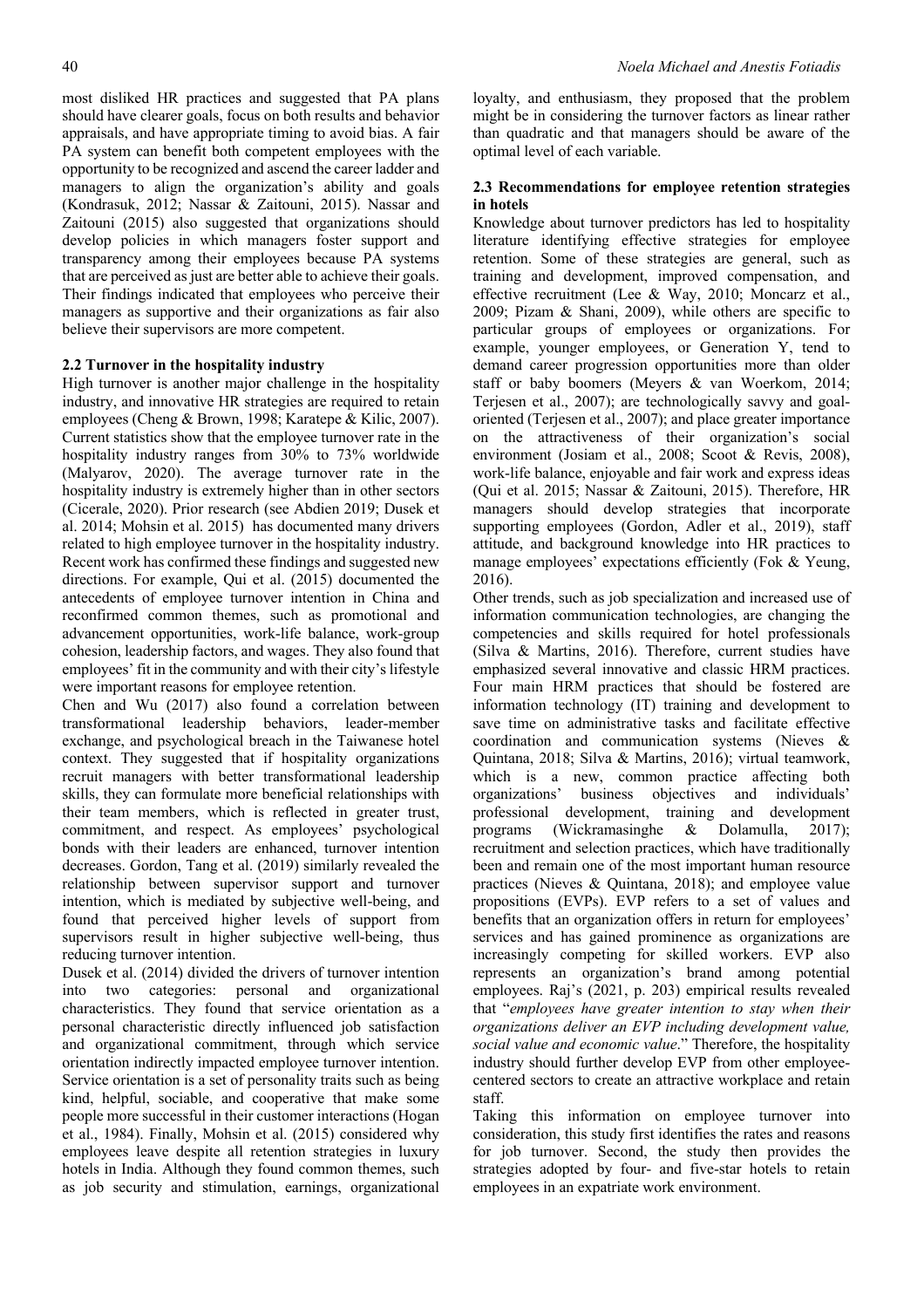most disliked HR practices and suggested that PA plans should have clearer goals, focus on both results and behavior appraisals, and have appropriate timing to avoid bias. A fair PA system can benefit both competent employees with the opportunity to be recognized and ascend the career ladder and managers to align the organization's ability and goals (Kondrasuk, 2012; Nassar & Zaitouni, 2015). Nassar and Zaitouni (2015) also suggested that organizations should develop policies in which managers foster support and transparency among their employees because PA systems that are perceived as just are better able to achieve their goals. Their findings indicated that employees who perceive their managers as supportive and their organizations as fair also believe their supervisors are more competent.

### 2.2 Turnover in the hospitality industry

High turnover is another major challenge in the hospitality industry, and innovative HR strategies are required to retain employees (Cheng & Brown, 1998; Karatepe & Kilic, 2007). Current statistics show that the employee turnover rate in the hospitality industry ranges from 30% to 73% worldwide (Malyarov, 2020). The average turnover rate in the hospitality industry is extremely higher than in other sectors (Cicerale, 2020). Prior research (see Abdien 2019; Dusek et al. 2014; Mohsin et al. 2015) has documented many drivers related to high employee turnover in the hospitality industry. Recent work has confirmed these findings and suggested new directions. For example, Qui et al. (2015) documented the antecedents of employee turnover intention in China and reconfirmed common themes, such as promotional and advancement opportunities, work-life balance, work-group cohesion, leadership factors, and wages. They also found that employees' fit in the community and with their city's lifestyle were important reasons for employee retention.

Chen and Wu (2017) also found a correlation between transformational leadership behaviors, leader-member exchange, and psychological breach in the Taiwanese hotel context. They suggested that if hospitality organizations recruit managers with better transformational leadership skills, they can formulate more beneficial relationships with their team members, which is reflected in greater trust, commitment, and respect. As employees' psychological bonds with their leaders are enhanced, turnover intention decreases. Gordon, Tang et al. (2019) similarly revealed the relationship between supervisor support and turnover intention, which is mediated by subjective well-being, and found that perceived higher levels of support from supervisors result in higher subjective well-being, thus reducing turnover intention.

Dusek et al. (2014) divided the drivers of turnover intention into two categories: personal and organizational characteristics. They found that service orientation as a personal characteristic directly influenced job satisfaction and organizational commitment, through which service orientation indirectly impacted employee turnover intention. Service orientation is a set of personality traits such as being kind, helpful, sociable, and cooperative that make some people more successful in their customer interactions (Hogan et al., 1984). Finally, Mohsin et al. (2015) considered why employees leave despite all retention strategies in luxury hotels in India. Although they found common themes, such as job security and stimulation, earnings, organizational loyalty, and enthusiasm, they proposed that the problem might be in considering the turnover factors as linear rather than quadratic and that managers should be aware of the optimal level of each variable.

### 2.3 Recommendations for employee retention strategies in hotels

Knowledge about turnover predictors has led to hospitality literature identifying effective strategies for employee retention. Some of these strategies are general, such as training and development, improved compensation, and effective recruitment (Lee & Way, 2010; Moncarz et al., 2009; Pizam & Shani, 2009), while others are specific to particular groups of employees or organizations. For example, younger employees, or Generation Y, tend to demand career progression opportunities more than older staff or baby boomers (Meyers & van Woerkom, 2014; Terjesen et al., 2007); are technologically savvy and goal-oriented (Terjesen et al., 2007); and place greater importance on the attractiveness of their organization's social environment (Josiam et al., 2008; Scoot & Revis, 2008), work-life balance, enjoyable and fair work and express ideas (Qui et al. 2015; Nassar & Zaitouni, 2015). Therefore, HR managers should develop strategies that incorporate supporting employees (Gordon, Adler et al., 2019), staff attitude, and background knowledge into HR practices to manage employees' expectations efficiently (Fok & Yeung, 2016).

Other trends, such as job specialization and increased use of information communication technologies, are changing the competencies and skills required for hotel professionals (Silva & Martins, 2016). Therefore, current studies have emphasized several innovative and classic HRM practices. Four main HRM practices that should be fostered are information technology (IT) training and development to save time on administrative tasks and facilitate effective coordination and communication systems (Nieves & Quintana, 2018; Silva & Martins, 2016); virtual teamwork, which is a new, common practice affecting both organizations' business objectives and individuals' professional development, training and development programs (Wickramasinghe & Dolamulla, 2017); recruitment and selection practices, which have traditionally been and remain one of the most important human resource practices (Nieves & Quintana, 2018); and employee value propositions (EVPs). EVP refers to a set of values and benefits that an organization offers in return for employees' services and has gained prominence as organizations are increasingly competing for skilled workers. EVP also represents an organization's brand among potential employees. Raj's (2021, p. 203) empirical results revealed that "*employees have greater intention to stay when their organizations deliver an EVP including development value, social value and economic value*." Therefore, the hospitality industry should further develop EVP from other employee-centered sectors to create an attractive workplace and retain staff.

Taking this information on employee turnover into consideration, this study first identifies the rates and reasons for job turnover. Second, the study then provides the strategies adopted by four- and five-star hotels to retain employees in an expatriate work environment.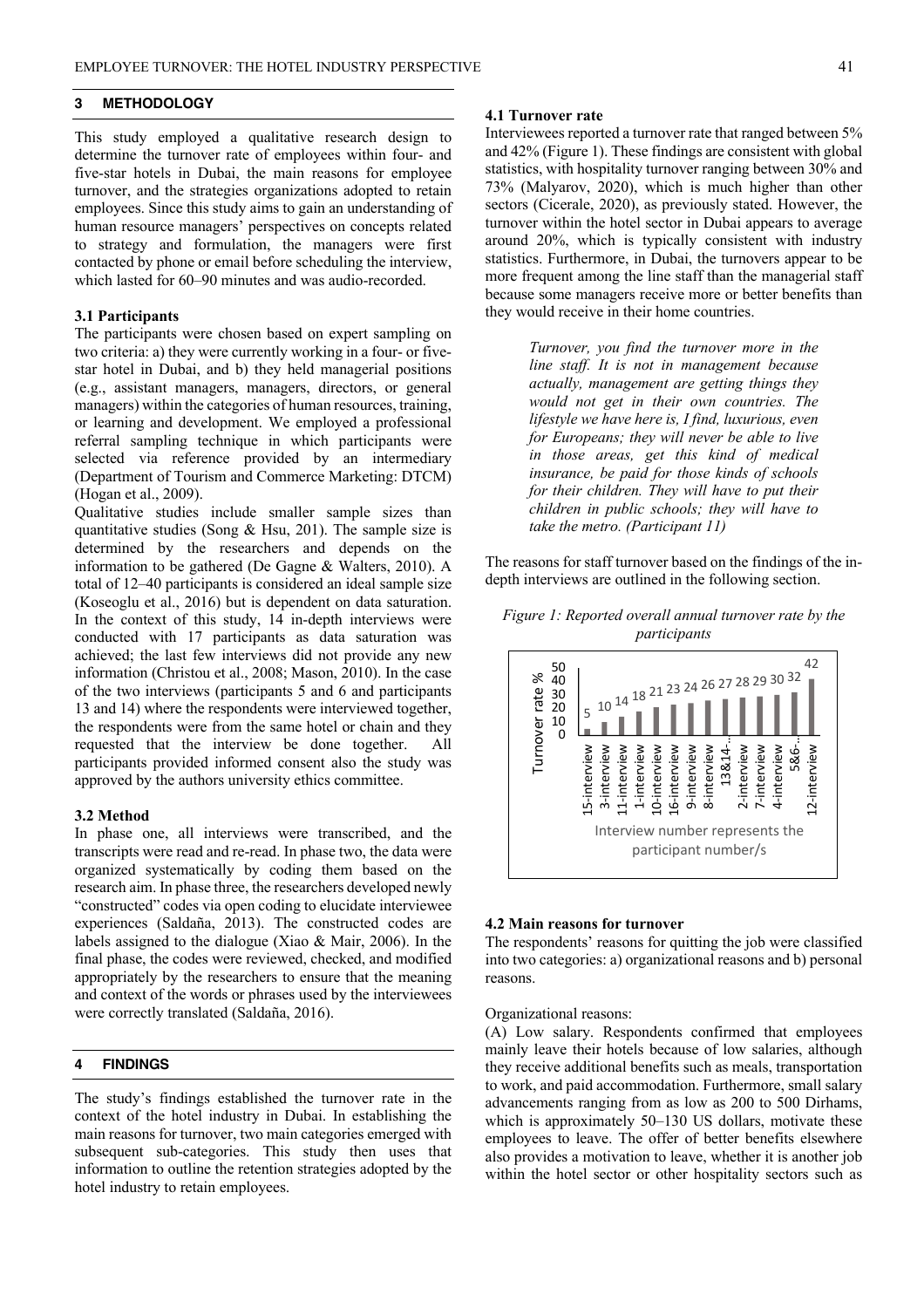## 3 METHODOLOGY

This study employed a qualitative research design to determine the turnover rate of employees within four- and five-star hotels in Dubai, the main reasons for employee turnover, and the strategies organizations adopted to retain employees. Since this study aims to gain an understanding of human resource managers' perspectives on concepts related to strategy and formulation, the managers were first contacted by phone or email before scheduling the interview, which lasted for 60–90 minutes and was audio-recorded.

### 3.1 Participants

The participants were chosen based on expert sampling on two criteria: a) they were currently working in a four- or five-star hotel in Dubai, and b) they held managerial positions (e.g., assistant managers, managers, directors, or general managers) within the categories of human resources, training, or learning and development. We employed a professional referral sampling technique in which participants were selected via reference provided by an intermediary (Department of Tourism and Commerce Marketing: DTCM) (Hogan et al., 2009).

Qualitative studies include smaller sample sizes than quantitative studies (Song & Hsu, 201). The sample size is determined by the researchers and depends on the information to be gathered (De Gagne & Walters, 2010). A total of 12–40 participants is considered an ideal sample size (Koseoglu et al., 2016) but is dependent on data saturation. In the context of this study, 14 in-depth interviews were conducted with 17 participants as data saturation was achieved; the last few interviews did not provide any new information (Christou et al., 2008; Mason, 2010). In the case of the two interviews (participants 5 and 6 and participants 13 and 14) where the respondents were interviewed together, the respondents were from the same hotel or chain and they requested that the interview be done together. All participants provided informed consent also the study was approved by the authors university ethics committee.

### 3.2 Method

In phase one, all interviews were transcribed, and the transcripts were read and re-read. In phase two, the data were organized systematically by coding them based on the research aim. In phase three, the researchers developed newly "constructed" codes via open coding to elucidate interviewee experiences (Saldaña, 2013). The constructed codes are labels assigned to the dialogue (Xiao & Mair, 2006). In the final phase, the codes were reviewed, checked, and modified appropriately by the researchers to ensure that the meaning and context of the words or phrases used by the interviewees were correctly translated (Saldaña, 2016).

## 4 FINDINGS

The study's findings established the turnover rate in the context of the hotel industry in Dubai. In establishing the main reasons for turnover, two main categories emerged with subsequent sub-categories. This study then uses that information to outline the retention strategies adopted by the hotel industry to retain employees.

### 4.1 Turnover rate

Interviewees reported a turnover rate that ranged between 5% and 42% (Figure 1). These findings are consistent with global statistics, with hospitality turnover ranging between 30% and 73% (Malyarov, 2020), which is much higher than other sectors (Cicerale, 2020), as previously stated. However, the turnover within the hotel sector in Dubai appears to average around 20%, which is typically consistent with industry statistics. Furthermore, in Dubai, the turnovers appear to be more frequent among the line staff than the managerial staff because some managers receive more or better benefits than they would receive in their home countries.

> *Turnover, you find the turnover more in the line staff. It is not in management because actually, management are getting things they would not get in their own countries. The lifestyle we have here is, I find, luxurious, even for Europeans; they will never be able to live in those areas, get this kind of medical insurance, be paid for those kinds of schools for their children. They will have to put their children in public schools; they will have to take the metro. (Participant 11)*

The reasons for staff turnover based on the findings of the in-depth interviews are outlined in the following section.

*Figure 1: Reported overall annual turnover rate by the participants*

| Interview | Turnover rate % |
|---|---|
| 15-interview | 5 |
| 3-interview | 10 |
| 11-interview | 14 |
| 1-interview | 18 |
| 10-interview | 21 |
| 16-interview | 23 |
| 9-interview | 24 |
| 8-interview | 26 |
| 13&14-... | 27 |
| 2-interview | 28 |
| 7-interview | 29 |
| 4-interview | 30 |
| 5&6-... | 32 |
| 12-interview | 42 |

Interview number represents the participant number/s

### 4.2 Main reasons for turnover

The respondents' reasons for quitting the job were classified into two categories: a) organizational reasons and b) personal reasons.

Organizational reasons:

(A) Low salary. Respondents confirmed that employees mainly leave their hotels because of low salaries, although they receive additional benefits such as meals, transportation to work, and paid accommodation. Furthermore, small salary advancements ranging from as low as 200 to 500 Dirhams, which is approximately 50–130 US dollars, motivate these employees to leave. The offer of better benefits elsewhere also provides a motivation to leave, whether it is another job within the hotel sector or other hospitality sectors such as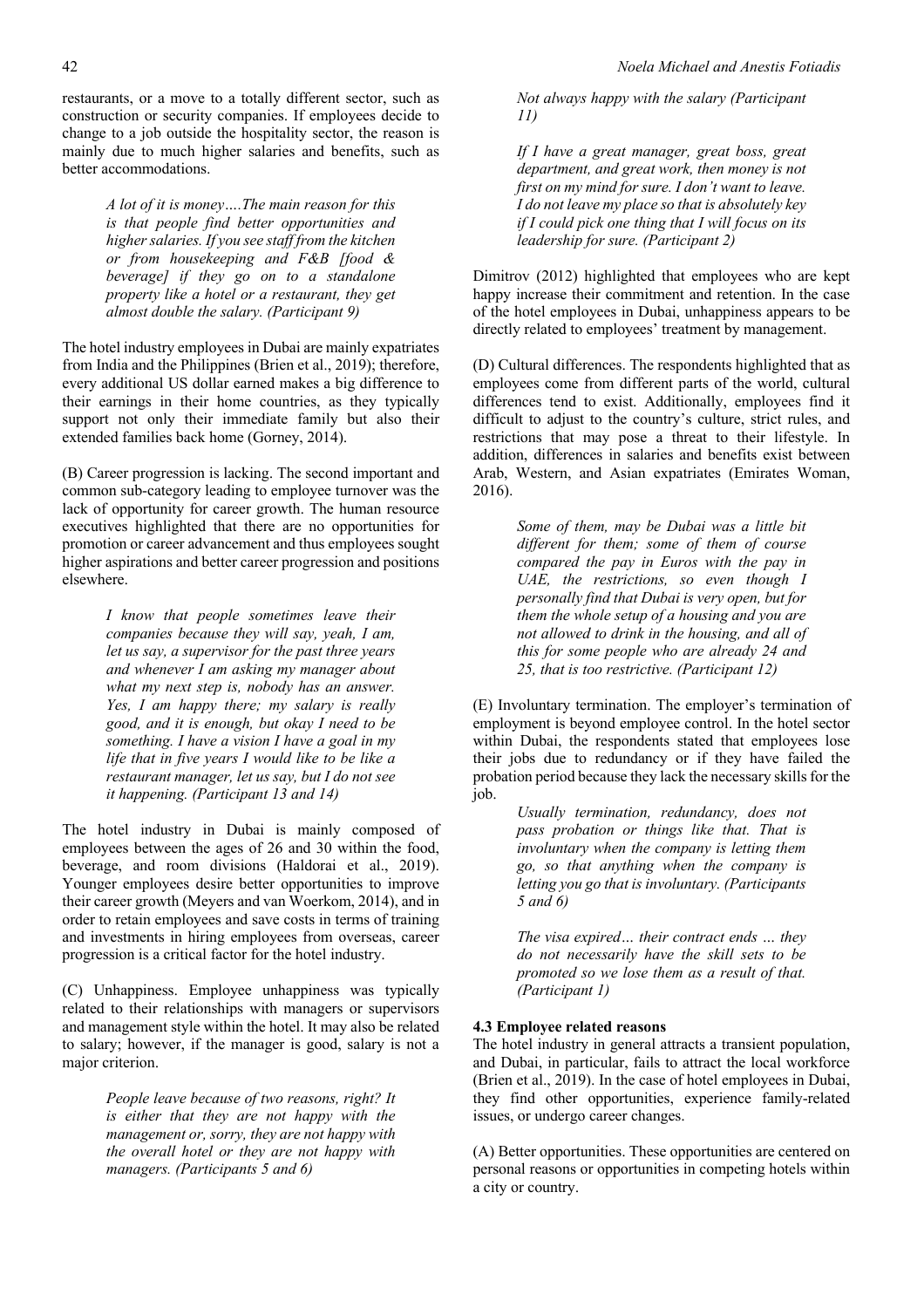restaurants, or a move to a totally different sector, such as construction or security companies. If employees decide to change to a job outside the hospitality sector, the reason is mainly due to much higher salaries and benefits, such as better accommodations.

> *A lot of it is money….The main reason for this is that people find better opportunities and higher salaries. If you see staff from the kitchen or from housekeeping and F&B [food & beverage] if they go on to a standalone property like a hotel or a restaurant, they get almost double the salary. (Participant 9)*

The hotel industry employees in Dubai are mainly expatriates from India and the Philippines (Brien et al., 2019); therefore, every additional US dollar earned makes a big difference to their earnings in their home countries, as they typically support not only their immediate family but also their extended families back home (Gorney, 2014).

(B) Career progression is lacking. The second important and common sub-category leading to employee turnover was the lack of opportunity for career growth. The human resource executives highlighted that there are no opportunities for promotion or career advancement and thus employees sought higher aspirations and better career progression and positions elsewhere.

> *I know that people sometimes leave their companies because they will say, yeah, I am, let us say, a supervisor for the past three years and whenever I am asking my manager about what my next step is, nobody has an answer. Yes, I am happy there; my salary is really good, and it is enough, but okay I need to be something. I have a vision I have a goal in my life that in five years I would like to be like a restaurant manager, let us say, but I do not see it happening. (Participant 13 and 14)*

The hotel industry in Dubai is mainly composed of employees between the ages of 26 and 30 within the food, beverage, and room divisions (Haldorai et al., 2019). Younger employees desire better opportunities to improve their career growth (Meyers and van Woerkom, 2014), and in order to retain employees and save costs in terms of training and investments in hiring employees from overseas, career progression is a critical factor for the hotel industry.

(C) Unhappiness. Employee unhappiness was typically related to their relationships with managers or supervisors and management style within the hotel. It may also be related to salary; however, if the manager is good, salary is not a major criterion.

> *People leave because of two reasons, right? It is either that they are not happy with the management or, sorry, they are not happy with the overall hotel or they are not happy with managers. (Participants 5 and 6)*

> *Not always happy with the salary (Participant 11)*

> *If I have a great manager, great boss, great department, and great work, then money is not first on my mind for sure. I don't want to leave. I do not leave my place so that is absolutely key if I could pick one thing that I will focus on its leadership for sure. (Participant 2)*

Dimitrov (2012) highlighted that employees who are kept happy increase their commitment and retention. In the case of the hotel employees in Dubai, unhappiness appears to be directly related to employees' treatment by management.

(D) Cultural differences. The respondents highlighted that as employees come from different parts of the world, cultural differences tend to exist. Additionally, employees find it difficult to adjust to the country's culture, strict rules, and restrictions that may pose a threat to their lifestyle. In addition, differences in salaries and benefits exist between Arab, Western, and Asian expatriates (Emirates Woman, 2016).

> *Some of them, may be Dubai was a little bit different for them; some of them of course compared the pay in Euros with the pay in UAE, the restrictions, so even though I personally find that Dubai is very open, but for them the whole setup of a housing and you are not allowed to drink in the housing, and all of this for some people who are already 24 and 25, that is too restrictive. (Participant 12)*

(E) Involuntary termination. The employer's termination of employment is beyond employee control. In the hotel sector within Dubai, the respondents stated that employees lose their jobs due to redundancy or if they have failed the probation period because they lack the necessary skills for the job.

> *Usually termination, redundancy, does not pass probation or things like that. That is involuntary when the company is letting them go, so that anything when the company is letting you go that is involuntary. (Participants 5 and 6)*

> *The visa expired… their contract ends … they do not necessarily have the skill sets to be promoted so we lose them as a result of that. (Participant 1)*

**4.3 Employee related reasons**

The hotel industry in general attracts a transient population, and Dubai, in particular, fails to attract the local workforce (Brien et al., 2019). In the case of hotel employees in Dubai, they find other opportunities, experience family-related issues, or undergo career changes.

(A) Better opportunities. These opportunities are centered on personal reasons or opportunities in competing hotels within a city or country.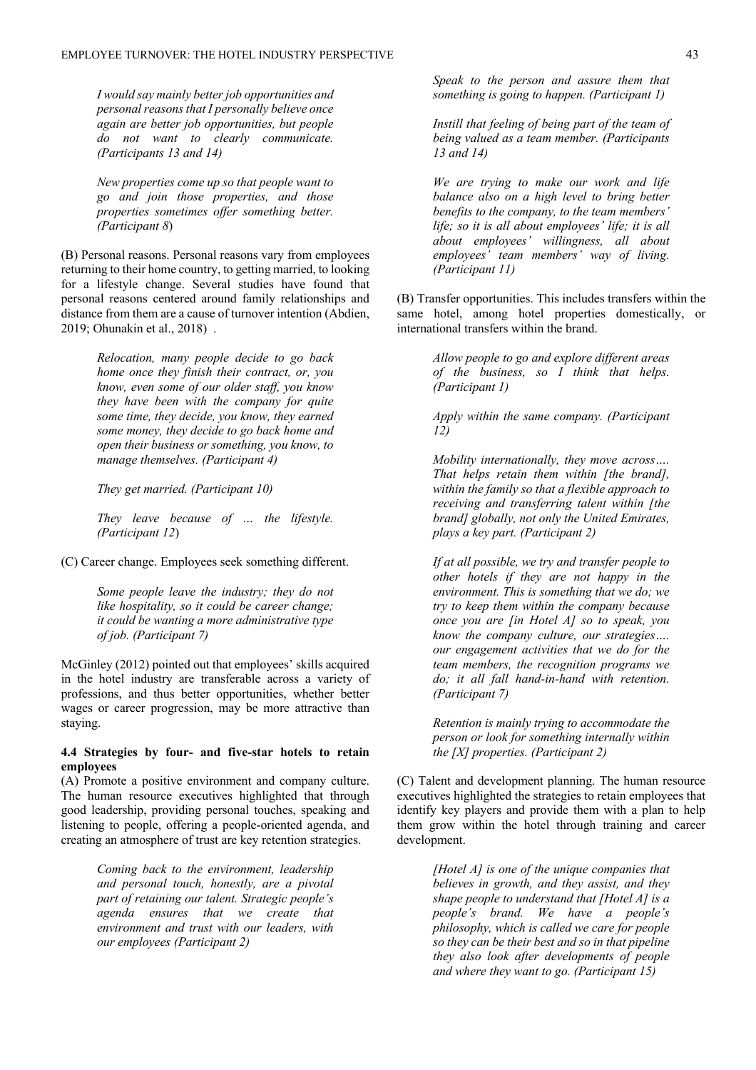*I would say mainly better job opportunities and personal reasons that I personally believe once again are better job opportunities, but people do not want to clearly communicate. (Participants 13 and 14)*

*New properties come up so that people want to go and join those properties, and those properties sometimes offer something better. (Participant 8)*

(B) Personal reasons. Personal reasons vary from employees returning to their home country, to getting married, to looking for a lifestyle change. Several studies have found that personal reasons centered around family relationships and distance from them are a cause of turnover intention (Abdien, 2019; Ohunakin et al., 2018) .

*Relocation, many people decide to go back home once they finish their contract, or, you know, even some of our older staff, you know they have been with the company for quite some time, they decide, you know, they earned some money, they decide to go back home and open their business or something, you know, to manage themselves. (Participant 4)*

*They get married. (Participant 10)*

*They leave because of … the lifestyle. (Participant 12)*

(C) Career change. Employees seek something different.

*Some people leave the industry; they do not like hospitality, so it could be career change; it could be wanting a more administrative type of job. (Participant 7)*

McGinley (2012) pointed out that employees' skills acquired in the hotel industry are transferable across a variety of professions, and thus better opportunities, whether better wages or career progression, may be more attractive than staying.

### 4.4 Strategies by four- and five-star hotels to retain employees

(A) Promote a positive environment and company culture. The human resource executives highlighted that through good leadership, providing personal touches, speaking and listening to people, offering a people-oriented agenda, and creating an atmosphere of trust are key retention strategies.

*Coming back to the environment, leadership and personal touch, honestly, are a pivotal part of retaining our talent. Strategic people's agenda ensures that we create that environment and trust with our leaders, with our employees (Participant 2)*

*Speak to the person and assure them that something is going to happen. (Participant 1)*

*Instill that feeling of being part of the team of being valued as a team member. (Participants 13 and 14)*

*We are trying to make our work and life balance also on a high level to bring better benefits to the company, to the team members' life; so it is all about employees' life; it is all about employees' willingness, all about employees' team members' way of living. (Participant 11)*

(B) Transfer opportunities. This includes transfers within the same hotel, among hotel properties domestically, or international transfers within the brand.

*Allow people to go and explore different areas of the business, so I think that helps. (Participant 1)*

*Apply within the same company. (Participant 12)*

*Mobility internationally, they move across…. That helps retain them within [the brand], within the family so that a flexible approach to receiving and transferring talent within [the brand] globally, not only the United Emirates, plays a key part. (Participant 2)*

*If at all possible, we try and transfer people to other hotels if they are not happy in the environment. This is something that we do; we try to keep them within the company because once you are [in Hotel A] so to speak, you know the company culture, our strategies…. our engagement activities that we do for the team members, the recognition programs we do; it all fall hand-in-hand with retention. (Participant 7)*

*Retention is mainly trying to accommodate the person or look for something internally within the [X] properties. (Participant 2)*

(C) Talent and development planning. The human resource executives highlighted the strategies to retain employees that identify key players and provide them with a plan to help them grow within the hotel through training and career development.

*[Hotel A] is one of the unique companies that believes in growth, and they assist, and they shape people to understand that [Hotel A] is a people's brand. We have a people's philosophy, which is called we care for people so they can be their best and so in that pipeline they also look after developments of people and where they want to go. (Participant 15)*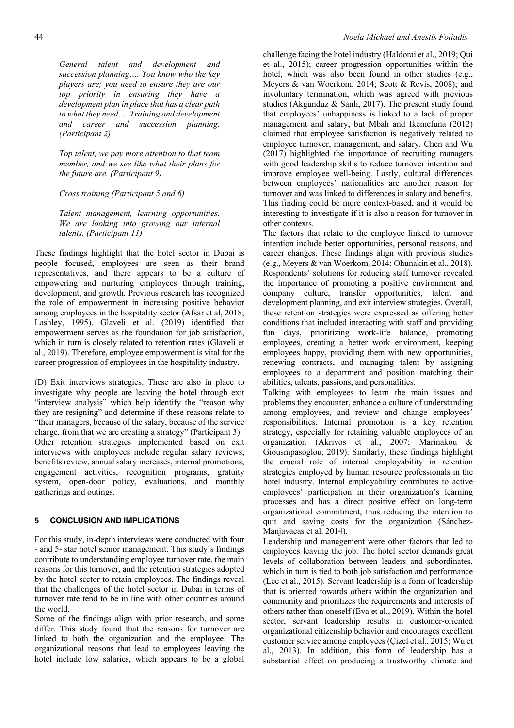*General talent and development and succession planning…. You know who the key players are; you need to ensure they are our top priority in ensuring they have a development plan in place that has a clear path to what they need…. Training and development and career and succession planning. (Participant 2)*

*Top talent, we pay more attention to that team member, and we see like what their plans for the future are. (Participant 9)*

*Cross training (Participant 5 and 6)*

*Talent management, learning opportunities. We are looking into growing our internal talents. (Participant 11)*

These findings highlight that the hotel sector in Dubai is people focused, employees are seen as their brand representatives, and there appears to be a culture of empowering and nurturing employees through training, development, and growth. Previous research has recognized the role of empowerment in increasing positive behavior among employees in the hospitality sector (Afsar et al, 2018; Lashley, 1995). Glaveli et al. (2019) identified that empowerment serves as the foundation for job satisfaction, which in turn is closely related to retention rates (Glaveli et al., 2019). Therefore, employee empowerment is vital for the career progression of employees in the hospitality industry.

(D) Exit interviews strategies. These are also in place to investigate why people are leaving the hotel through exit "interview analysis" which help identify the "reason why they are resigning" and determine if these reasons relate to "their managers, because of the salary, because of the service charge, from that we are creating a strategy" (Participant 3). Other retention strategies implemented based on exit interviews with employees include regular salary reviews, benefits review, annual salary increases, internal promotions, engagement activities, recognition programs, gratuity system, open-door policy, evaluations, and monthly gatherings and outings.

## 5 CONCLUSION AND IMPLICATIONS

For this study, in-depth interviews were conducted with four - and 5- star hotel senior management. This study's findings contribute to understanding employee turnover rate, the main reasons for this turnover, and the retention strategies adopted by the hotel sector to retain employees. The findings reveal that the challenges of the hotel sector in Dubai in terms of turnover rate tend to be in line with other countries around the world.

Some of the findings align with prior research, and some differ. This study found that the reasons for turnover are linked to both the organization and the employee. The organizational reasons that lead to employees leaving the hotel include low salaries, which appears to be a global challenge facing the hotel industry (Haldorai et al., 2019; Qui et al., 2015); career progression opportunities within the hotel, which was also been found in other studies (e.g., Meyers & van Woerkom, 2014; Scott & Revis, 2008); and involuntary termination, which was agreed with previous studies (Akgunduz & Sanli, 2017). The present study found that employees' unhappiness is linked to a lack of proper management and salary, but Mbah and Ikemefuna (2012) claimed that employee satisfaction is negatively related to employee turnover, management, and salary. Chen and Wu (2017) highlighted the importance of recruiting managers with good leadership skills to reduce turnover intention and improve employee well-being. Lastly, cultural differences between employees' nationalities are another reason for turnover and was linked to differences in salary and benefits. This finding could be more context-based, and it would be interesting to investigate if it is also a reason for turnover in other contexts.

The factors that relate to the employee linked to turnover intention include better opportunities, personal reasons, and career changes. These findings align with previous studies (e.g., Meyers & van Woerkom, 2014; Ohunakin et al., 2018). Respondents' solutions for reducing staff turnover revealed the importance of promoting a positive environment and company culture, transfer opportunities, talent and development planning, and exit interview strategies. Overall, these retention strategies were expressed as offering better conditions that included interacting with staff and providing fun days, prioritizing work-life balance, promoting employees, creating a better work environment, keeping employees happy, providing them with new opportunities, renewing contracts, and managing talent by assigning employees to a department and position matching their abilities, talents, passions, and personalities.

Talking with employees to learn the main issues and problems they encounter, enhance a culture of understanding among employees, and review and change employees' responsibilities. Internal promotion is a key retention strategy, especially for retaining valuable employees of an organization (Akrivos et al., 2007; Marinakou & Giousmpasoglou, 2019). Similarly, these findings highlight the crucial role of internal employability in retention strategies employed by human resource professionals in the hotel industry. Internal employability contributes to active employees' participation in their organization's learning processes and has a direct positive effect on long-term organizational commitment, thus reducing the intention to quit and saving costs for the organization (Sánchez-Manjavacas et al. 2014).

Leadership and management were other factors that led to employees leaving the job. The hotel sector demands great levels of collaboration between leaders and subordinates, which in turn is tied to both job satisfaction and performance (Lee et al., 2015). Servant leadership is a form of leadership that is oriented towards others within the organization and community and prioritizes the requirements and interests of others rather than oneself (Eva et al., 2019). Within the hotel sector, servant leadership results in customer-oriented organizational citizenship behavior and encourages excellent customer service among employees (Çizel et al., 2015; Wu et al., 2013). In addition, this form of leadership has a substantial effect on producing a trustworthy climate and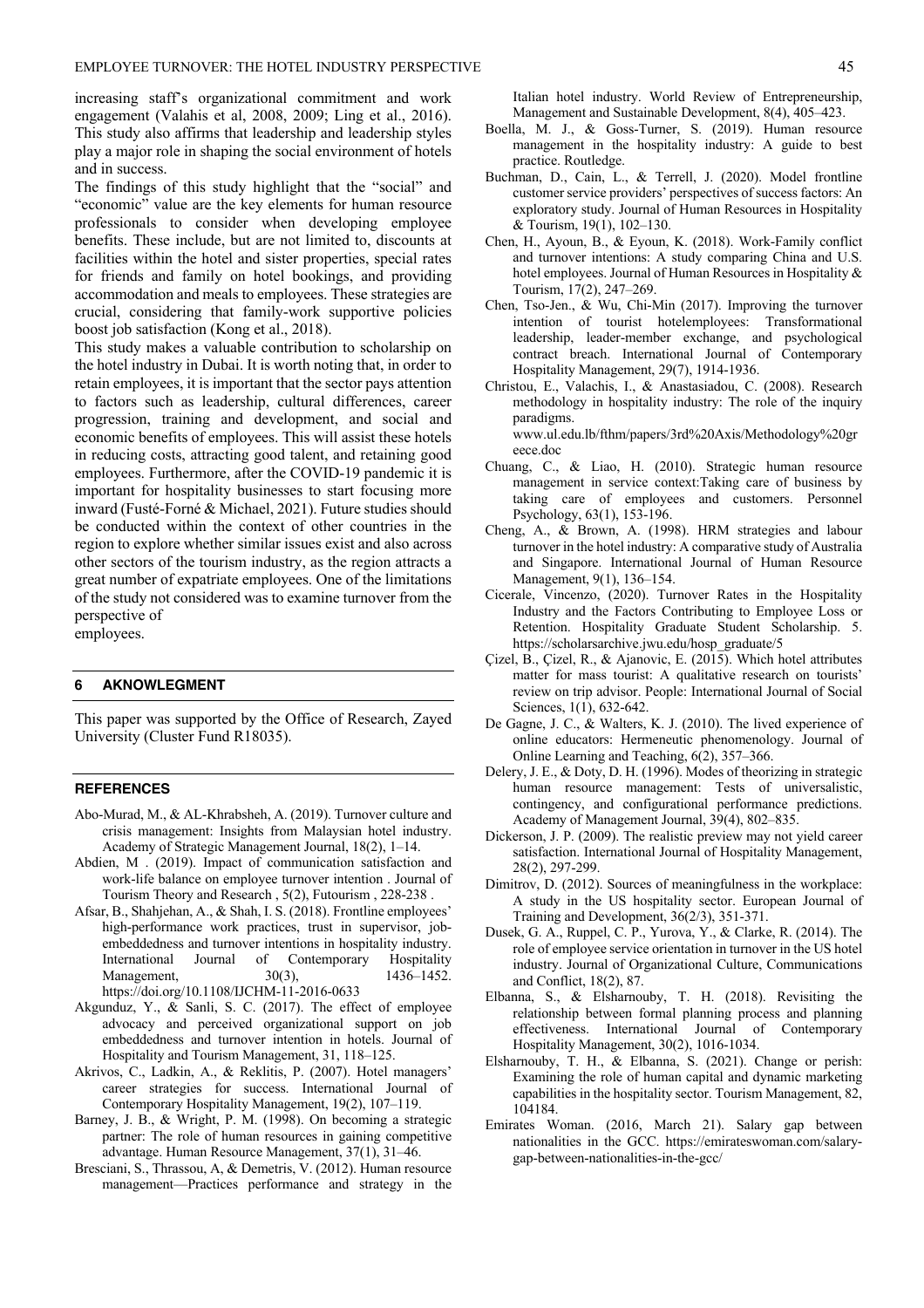increasing staff's organizational commitment and work engagement (Valahis et al, 2008, 2009; Ling et al., 2016). This study also affirms that leadership and leadership styles play a major role in shaping the social environment of hotels and in success.

The findings of this study highlight that the "social" and "economic" value are the key elements for human resource professionals to consider when developing employee benefits. These include, but are not limited to, discounts at facilities within the hotel and sister properties, special rates for friends and family on hotel bookings, and providing accommodation and meals to employees. These strategies are crucial, considering that family-work supportive policies boost job satisfaction (Kong et al., 2018).

This study makes a valuable contribution to scholarship on the hotel industry in Dubai. It is worth noting that, in order to retain employees, it is important that the sector pays attention to factors such as leadership, cultural differences, career progression, training and development, and social and economic benefits of employees. This will assist these hotels in reducing costs, attracting good talent, and retaining good employees. Furthermore, after the COVID-19 pandemic it is important for hospitality businesses to start focusing more inward (Fusté-Forné & Michael, 2021). Future studies should be conducted within the context of other countries in the region to explore whether similar issues exist and also across other sectors of the tourism industry, as the region attracts a great number of expatriate employees. One of the limitations of the study not considered was to examine turnover from the perspective of
employees.

## 6 AKNOWLEGMENT

This paper was supported by the Office of Research, Zayed University (Cluster Fund R18035).

## REFERENCES

Abo-Murad, M., & AL-Khrabsheh, A. (2019). Turnover culture and crisis management: Insights from Malaysian hotel industry. Academy of Strategic Management Journal, 18(2), 1–14.

Abdien, M . (2019). Impact of communication satisfaction and work-life balance on employee turnover intention . Journal of Tourism Theory and Research , 5(2), Futourism , 228-238 .

Afsar, B., Shahjehan, A., & Shah, I. S. (2018). Frontline employees' high-performance work practices, trust in supervisor, job-embeddedness and turnover intentions in hospitality industry. International Journal of Contemporary Hospitality Management, 30(3), 1436–1452. https://doi.org/10.1108/IJCHM-11-2016-0633

Akgunduz, Y., & Sanli, S. C. (2017). The effect of employee advocacy and perceived organizational support on job embeddedness and turnover intention in hotels. Journal of Hospitality and Tourism Management, 31, 118–125.

Akrivos, C., Ladkin, A., & Reklitis, P. (2007). Hotel managers' career strategies for success. International Journal of Contemporary Hospitality Management, 19(2), 107–119.

Barney, J. B., & Wright, P. M. (1998). On becoming a strategic partner: The role of human resources in gaining competitive advantage. Human Resource Management, 37(1), 31–46.

Bresciani, S., Thrassou, A, & Demetris, V. (2012). Human resource management—Practices performance and strategy in the Italian hotel industry. World Review of Entrepreneurship, Management and Sustainable Development, 8(4), 405–423.

Boella, M. J., & Goss-Turner, S. (2019). Human resource management in the hospitality industry: A guide to best practice. Routledge.

Buchman, D., Cain, L., & Terrell, J. (2020). Model frontline customer service providers' perspectives of success factors: An exploratory study. Journal of Human Resources in Hospitality & Tourism, 19(1), 102–130.

Chen, H., Ayoun, B., & Eyoun, K. (2018). Work-Family conflict and turnover intentions: A study comparing China and U.S. hotel employees. Journal of Human Resources in Hospitality & Tourism, 17(2), 247–269.

Chen, Tso-Jen., & Wu, Chi-Min (2017). Improving the turnover intention of tourist hotelemployees: Transformational leadership, leader-member exchange, and psychological contract breach. International Journal of Contemporary Hospitality Management, 29(7), 1914-1936.

Christou, E., Valachis, I., & Anastasiadou, C. (2008). Research methodology in hospitality industry: The role of the inquiry paradigms. www.ul.edu.lb/fthm/papers/3rd%20Axis/Methodology%20greece.doc

Chuang, C., & Liao, H. (2010). Strategic human resource management in service context:Taking care of business by taking care of employees and customers. Personnel Psychology, 63(1), 153-196.

Cheng, A., & Brown, A. (1998). HRM strategies and labour turnover in the hotel industry: A comparative study of Australia and Singapore. International Journal of Human Resource Management, 9(1), 136–154.

Cicerale, Vincenzo, (2020). Turnover Rates in the Hospitality Industry and the Factors Contributing to Employee Loss or Retention. Hospitality Graduate Student Scholarship. 5. https://scholarsarchive.jwu.edu/hosp_graduate/5

Çizel, B., Çizel, R., & Ajanovic, E. (2015). Which hotel attributes matter for mass tourist: A qualitative research on tourists' review on trip advisor. People: International Journal of Social Sciences, 1(1), 632-642.

De Gagne, J. C., & Walters, K. J. (2010). The lived experience of online educators: Hermeneutic phenomenology. Journal of Online Learning and Teaching, 6(2), 357–366.

Delery, J. E., & Doty, D. H. (1996). Modes of theorizing in strategic human resource management: Tests of universalistic, contingency, and configurational performance predictions. Academy of Management Journal, 39(4), 802–835.

Dickerson, J. P. (2009). The realistic preview may not yield career satisfaction. International Journal of Hospitality Management, 28(2), 297-299.

Dimitrov, D. (2012). Sources of meaningfulness in the workplace: A study in the US hospitality sector. European Journal of Training and Development, 36(2/3), 351-371.

Dusek, G. A., Ruppel, C. P., Yurova, Y., & Clarke, R. (2014). The role of employee service orientation in turnover in the US hotel industry. Journal of Organizational Culture, Communications and Conflict, 18(2), 87.

Elbanna, S., & Elsharnouby, T. H. (2018). Revisiting the relationship between formal planning process and planning effectiveness. International Journal of Contemporary Hospitality Management, 30(2), 1016-1034.

Elsharnouby, T. H., & Elbanna, S. (2021). Change or perish: Examining the role of human capital and dynamic marketing capabilities in the hospitality sector. Tourism Management, 82, 104184.

Emirates Woman. (2016, March 21). Salary gap between nationalities in the GCC. https://emirateswoman.com/salary-gap-between-nationalities-in-the-gcc/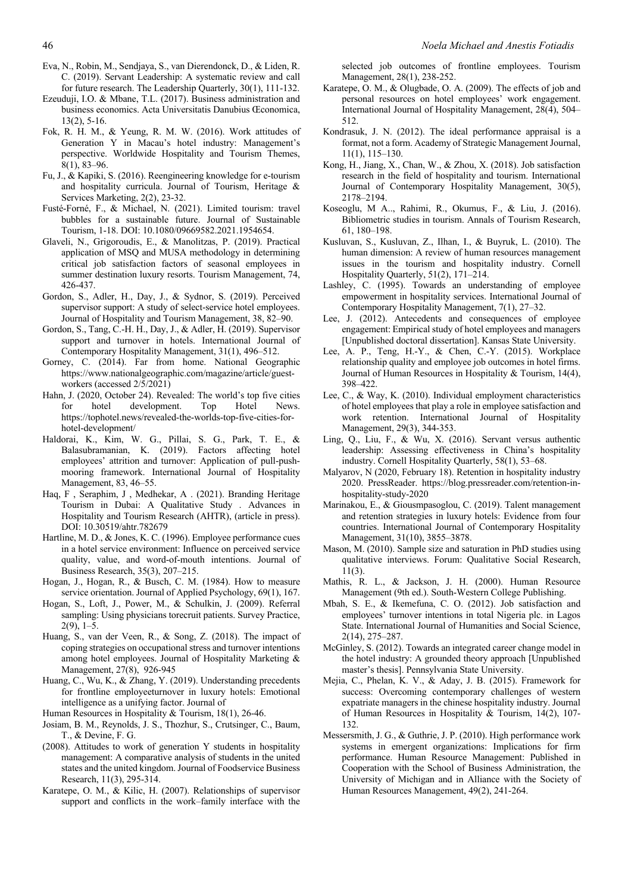Eva, N., Robin, M., Sendjaya, S., van Dierendonck, D., & Liden, R. C. (2019). Servant Leadership: A systematic review and call for future research. The Leadership Quarterly, 30(1), 111-132.

Ezeuduji, I.O. & Mbane, T.L. (2017). Business administration and business economics. Acta Universitatis Danubius Œconomica, 13(2), 5-16.

Fok, R. H. M., & Yeung, R. M. W. (2016). Work attitudes of Generation Y in Macau's hotel industry: Management's perspective. Worldwide Hospitality and Tourism Themes, 8(1), 83–96.

Fu, J., & Kapiki, S. (2016). Reengineering knowledge for e-tourism and hospitality curricula. Journal of Tourism, Heritage & Services Marketing, 2(2), 23-32.

Fusté-Forné, F., & Michael, N. (2021). Limited tourism: travel bubbles for a sustainable future. Journal of Sustainable Tourism, 1-18. DOI: 10.1080/09669582.2021.1954654.

Glaveli, N., Grigoroudis, E., & Manolitzas, P. (2019). Practical application of MSQ and MUSA methodology in determining critical job satisfaction factors of seasonal employees in summer destination luxury resorts. Tourism Management, 74, 426-437.

Gordon, S., Adler, H., Day, J., & Sydnor, S. (2019). Perceived supervisor support: A study of select-service hotel employees. Journal of Hospitality and Tourism Management, 38, 82–90.

Gordon, S., Tang, C.-H. H., Day, J., & Adler, H. (2019). Supervisor support and turnover in hotels. International Journal of Contemporary Hospitality Management, 31(1), 496–512.

Gorney, C. (2014). Far from home. National Geographic https://www.nationalgeographic.com/magazine/article/guest-workers (accessed 2/5/2021)

Hahn, J. (2020, October 24). Revealed: The world's top five cities for hotel development. Top Hotel News. https://tophotel.news/revealed-the-worlds-top-five-cities-for-hotel-development/

Haldorai, K., Kim, W. G., Pillai, S. G., Park, T. E., & Balasubramanian, K. (2019). Factors affecting hotel employees' attrition and turnover: Application of pull-push-mooring framework. International Journal of Hospitality Management, 83, 46–55.

Haq, F , Seraphim, J , Medhekar, A . (2021). Branding Heritage Tourism in Dubai: A Qualitative Study . Advances in Hospitality and Tourism Research (AHTR), (article in press). DOI: 10.30519/ahtr.782679

Hartline, M. D., & Jones, K. C. (1996). Employee performance cues in a hotel service environment: Influence on perceived service quality, value, and word-of-mouth intentions. Journal of Business Research, 35(3), 207–215.

Hogan, J., Hogan, R., & Busch, C. M. (1984). How to measure service orientation. Journal of Applied Psychology, 69(1), 167.

Hogan, S., Loft, J., Power, M., & Schulkin, J. (2009). Referral sampling: Using physicians torecruit patients. Survey Practice, 2(9), 1–5.

Huang, S., van der Veen, R., & Song, Z. (2018). The impact of coping strategies on occupational stress and turnover intentions among hotel employees. Journal of Hospitality Marketing & Management, 27(8), 926-945

Huang, C., Wu, K., & Zhang, Y. (2019). Understanding precedents for frontline employeeturnover in luxury hotels: Emotional intelligence as a unifying factor. Journal of Human Resources in Hospitality & Tourism, 18(1), 26-46.

Josiam, B. M., Reynolds, J. S., Thozhur, S., Crutsinger, C., Baum, T., & Devine, F. G. (2008). Attitudes to work of generation Y students in hospitality management: A comparative analysis of students in the united states and the united kingdom. Journal of Foodservice Business Research, 11(3), 295-314.

Karatepe, O. M., & Kilic, H. (2007). Relationships of supervisor support and conflicts in the work–family interface with the selected job outcomes of frontline employees. Tourism Management, 28(1), 238-252.

Karatepe, O. M., & Olugbade, O. A. (2009). The effects of job and personal resources on hotel employees' work engagement. International Journal of Hospitality Management, 28(4), 504–512.

Kondrasuk, J. N. (2012). The ideal performance appraisal is a format, not a form. Academy of Strategic Management Journal, 11(1), 115–130.

Kong, H., Jiang, X., Chan, W., & Zhou, X. (2018). Job satisfaction research in the field of hospitality and tourism. International Journal of Contemporary Hospitality Management, 30(5), 2178–2194.

Koseoglu, M A.., Rahimi, R., Okumus, F., & Liu, J. (2016). Bibliometric studies in tourism. Annals of Tourism Research, 61, 180–198.

Kusluvan, S., Kusluvan, Z., Ilhan, I., & Buyruk, L. (2010). The human dimension: A review of human resources management issues in the tourism and hospitality industry. Cornell Hospitality Quarterly, 51(2), 171–214.

Lashley, C. (1995). Towards an understanding of employee empowerment in hospitality services. International Journal of Contemporary Hospitality Management, 7(1), 27–32.

Lee, J. (2012). Antecedents and consequences of employee engagement: Empirical study of hotel employees and managers [Unpublished doctoral dissertation]. Kansas State University.

Lee, A. P., Teng, H.-Y., & Chen, C.-Y. (2015). Workplace relationship quality and employee job outcomes in hotel firms. Journal of Human Resources in Hospitality & Tourism, 14(4), 398–422.

Lee, C., & Way, K. (2010). Individual employment characteristics of hotel employees that play a role in employee satisfaction and work retention. International Journal of Hospitality Management, 29(3), 344-353.

Ling, Q., Liu, F., & Wu, X. (2016). Servant versus authentic leadership: Assessing effectiveness in China's hospitality industry. Cornell Hospitality Quarterly, 58(1), 53–68.

Malyarov, N (2020, February 18). Retention in hospitality industry 2020. PressReader. https://blog.pressreader.com/retention-in-hospitality-study-2020

Marinakou, E., & Giousmpasoglou, C. (2019). Talent management and retention strategies in luxury hotels: Evidence from four countries. International Journal of Contemporary Hospitality Management, 31(10), 3855–3878.

Mason, M. (2010). Sample size and saturation in PhD studies using qualitative interviews. Forum: Qualitative Social Research, 11(3).

Mathis, R. L., & Jackson, J. H. (2000). Human Resource Management (9th ed.). South-Western College Publishing.

Mbah, S. E., & Ikemefuna, C. O. (2012). Job satisfaction and employees' turnover intentions in total Nigeria plc. in Lagos State. International Journal of Humanities and Social Science, 2(14), 275–287.

McGinley, S. (2012). Towards an integrated career change model in the hotel industry: A grounded theory approach [Unpublished master's thesis]. Pennsylvania State University.

Mejia, C., Phelan, K. V., & Aday, J. B. (2015). Framework for success: Overcoming contemporary challenges of western expatriate managers in the chinese hospitality industry. Journal of Human Resources in Hospitality & Tourism, 14(2), 107-132.

Messersmith, J. G., & Guthrie, J. P. (2010). High performance work systems in emergent organizations: Implications for firm performance. Human Resource Management: Published in Cooperation with the School of Business Administration, the University of Michigan and in Alliance with the Society of Human Resources Management, 49(2), 241-264.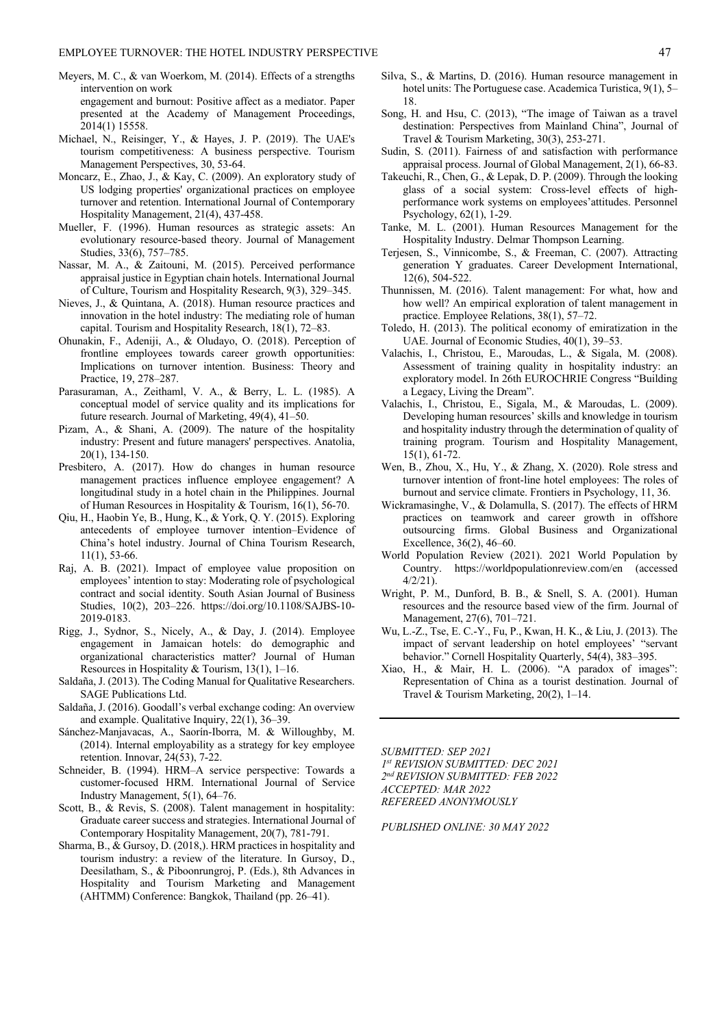Meyers, M. C., & van Woerkom, M. (2014). Effects of a strengths intervention on work
engagement and burnout: Positive affect as a mediator. Paper presented at the Academy of Management Proceedings, 2014(1) 15558.

Michael, N., Reisinger, Y., & Hayes, J. P. (2019). The UAE's tourism competitiveness: A business perspective. Tourism Management Perspectives, 30, 53-64.

Moncarz, E., Zhao, J., & Kay, C. (2009). An exploratory study of US lodging properties' organizational practices on employee turnover and retention. International Journal of Contemporary Hospitality Management, 21(4), 437-458.

Mueller, F. (1996). Human resources as strategic assets: An evolutionary resource-based theory. Journal of Management Studies, 33(6), 757–785.

Nassar, M. A., & Zaitouni, M. (2015). Perceived performance appraisal justice in Egyptian chain hotels. International Journal of Culture, Tourism and Hospitality Research, 9(3), 329–345.

Nieves, J., & Quintana, A. (2018). Human resource practices and innovation in the hotel industry: The mediating role of human capital. Tourism and Hospitality Research, 18(1), 72–83.

Ohunakin, F., Adeniji, A., & Oludayo, O. (2018). Perception of frontline employees towards career growth opportunities: Implications on turnover intention. Business: Theory and Practice, 19, 278–287.

Parasuraman, A., Zeithaml, V. A., & Berry, L. L. (1985). A conceptual model of service quality and its implications for future research. Journal of Marketing, 49(4), 41–50.

Pizam, A., & Shani, A. (2009). The nature of the hospitality industry: Present and future managers' perspectives. Anatolia, 20(1), 134-150.

Presbitero, A. (2017). How do changes in human resource management practices influence employee engagement? A longitudinal study in a hotel chain in the Philippines. Journal of Human Resources in Hospitality & Tourism, 16(1), 56-70.

Qiu, H., Haobin Ye, B., Hung, K., & York, Q. Y. (2015). Exploring antecedents of employee turnover intention–Evidence of China's hotel industry. Journal of China Tourism Research, 11(1), 53-66.

Raj, A. B. (2021). Impact of employee value proposition on employees' intention to stay: Moderating role of psychological contract and social identity. South Asian Journal of Business Studies, 10(2), 203–226. https://doi.org/10.1108/SAJBS-10-2019-0183.

Rigg, J., Sydnor, S., Nicely, A., & Day, J. (2014). Employee engagement in Jamaican hotels: do demographic and organizational characteristics matter? Journal of Human Resources in Hospitality & Tourism, 13(1), 1–16.

Saldaña, J. (2013). The Coding Manual for Qualitative Researchers. SAGE Publications Ltd.

Saldaña, J. (2016). Goodall's verbal exchange coding: An overview and example. Qualitative Inquiry, 22(1), 36–39.

Sánchez-Manjavacas, A., Saorín-Iborra, M. & Willoughby, M. (2014). Internal employability as a strategy for key employee retention. Innovar, 24(53), 7-22.

Schneider, B. (1994). HRM–A service perspective: Towards a customer-focused HRM. International Journal of Service Industry Management, 5(1), 64–76.

Scott, B., & Revis, S. (2008). Talent management in hospitality: Graduate career success and strategies. International Journal of Contemporary Hospitality Management, 20(7), 781-791.

Sharma, B., & Gursoy, D. (2018,). HRM practices in hospitality and tourism industry: a review of the literature. In Gursoy, D., Deesilatham, S., & Piboonrungroj, P. (Eds.), 8th Advances in Hospitality and Tourism Marketing and Management (AHTMM) Conference: Bangkok, Thailand (pp. 26–41).

Silva, S., & Martins, D. (2016). Human resource management in hotel units: The Portuguese case. Academica Turistica, 9(1), 5–18.

Song, H. and Hsu, C. (2013), "The image of Taiwan as a travel destination: Perspectives from Mainland China", Journal of Travel & Tourism Marketing, 30(3), 253-271.

Sudin, S. (2011). Fairness of and satisfaction with performance appraisal process. Journal of Global Management, 2(1), 66-83.

Takeuchi, R., Chen, G., & Lepak, D. P. (2009). Through the looking glass of a social system: Cross-level effects of high-performance work systems on employees'attitudes. Personnel Psychology, 62(1), 1-29.

Tanke, M. L. (2001). Human Resources Management for the Hospitality Industry. Delmar Thompson Learning.

Terjesen, S., Vinnicombe, S., & Freeman, C. (2007). Attracting generation Y graduates. Career Development International, 12(6), 504-522.

Thunnissen, M. (2016). Talent management: For what, how and how well? An empirical exploration of talent management in practice. Employee Relations, 38(1), 57–72.

Toledo, H. (2013). The political economy of emiratization in the UAE. Journal of Economic Studies, 40(1), 39–53.

Valachis, I., Christou, E., Maroudas, L., & Sigala, M. (2008). Assessment of training quality in hospitality industry: an exploratory model. In 26th EUROCHRIE Congress "Building a Legacy, Living the Dream".

Valachis, I., Christou, E., Sigala, M., & Maroudas, L. (2009). Developing human resources' skills and knowledge in tourism and hospitality industry through the determination of quality of training program. Tourism and Hospitality Management, 15(1), 61-72.

Wen, B., Zhou, X., Hu, Y., & Zhang, X. (2020). Role stress and turnover intention of front-line hotel employees: The roles of burnout and service climate. Frontiers in Psychology, 11, 36.

Wickramasinghe, V., & Dolamulla, S. (2017). The effects of HRM practices on teamwork and career growth in offshore outsourcing firms. Global Business and Organizational Excellence, 36(2), 46–60.

World Population Review (2021). 2021 World Population by Country. https://worldpopulationreview.com/en (accessed 4/2/21).

Wright, P. M., Dunford, B. B., & Snell, S. A. (2001). Human resources and the resource based view of the firm. Journal of Management, 27(6), 701–721.

Wu, L.-Z., Tse, E. C.-Y., Fu, P., Kwan, H. K., & Liu, J. (2013). The impact of servant leadership on hotel employees' "servant behavior." Cornell Hospitality Quarterly, 54(4), 383–395.

Xiao, H., & Mair, H. L. (2006). "A paradox of images": Representation of China as a tourist destination. Journal of Travel & Tourism Marketing, 20(2), 1–14.

---

*SUBMITTED: SEP 2021*
*1st REVISION SUBMITTED: DEC 2021*
*2nd REVISION SUBMITTED: FEB 2022*
*ACCEPTED: MAR 2022*
*REFEREED ANONYMOUSLY*

*PUBLISHED ONLINE: 30 MAY 2022*